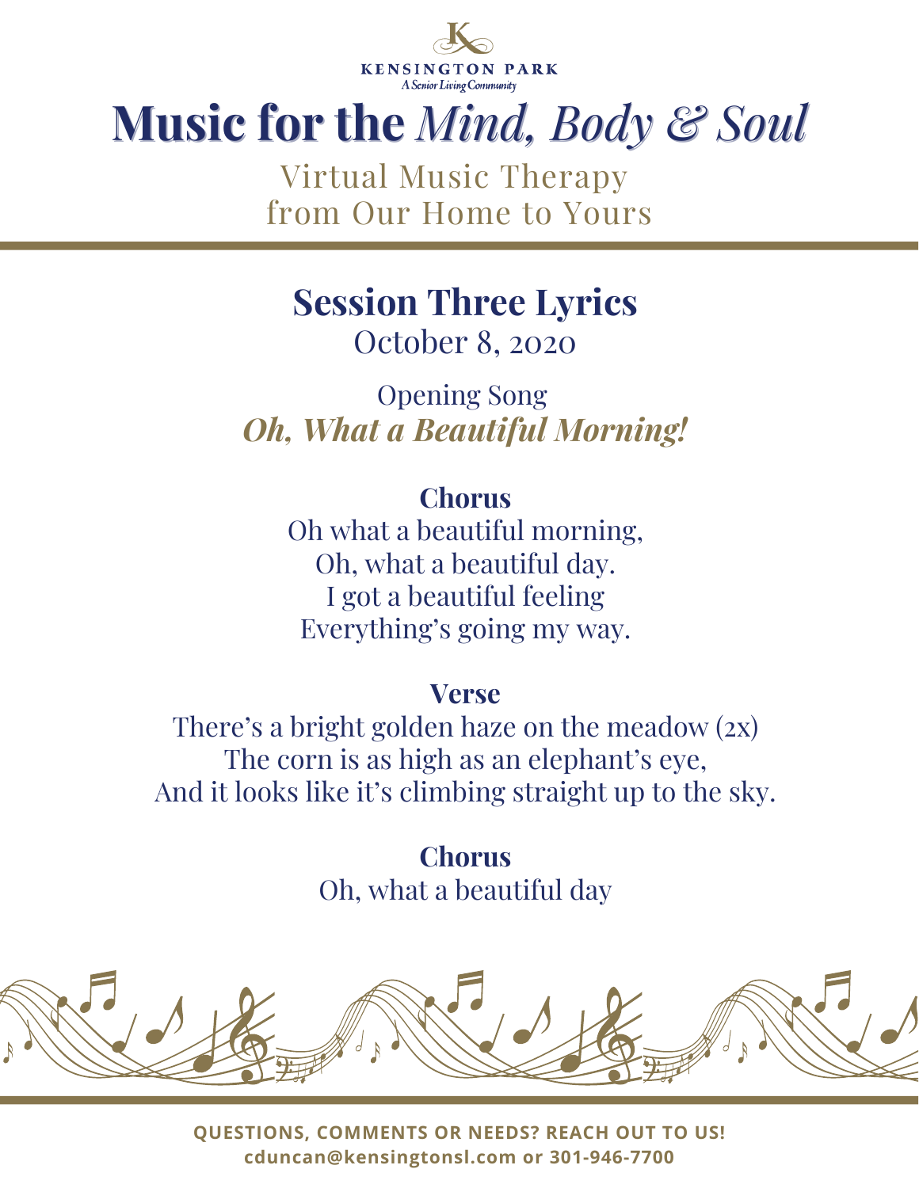KENSINGTON PARK
*A Senior Living Community*

# Music for the *Mind, Body & Soul*

Virtual Music Therapy
from Our Home to Yours

## Session Three Lyrics

October 8, 2020

Opening Song

***Oh, What a Beautiful Morning!***

**Chorus**

Oh what a beautiful morning,
Oh, what a beautiful day.
I got a beautiful feeling
Everything's going my way.

**Verse**

There's a bright golden haze on the meadow (2x)
The corn is as high as an elephant's eye,
And it looks like it's climbing straight up to the sky.

**Chorus**

Oh, what a beautiful day

**QUESTIONS, COMMENTS OR NEEDS? REACH OUT TO US!**
**cduncan@kensingtonsl.com or 301-946-7700**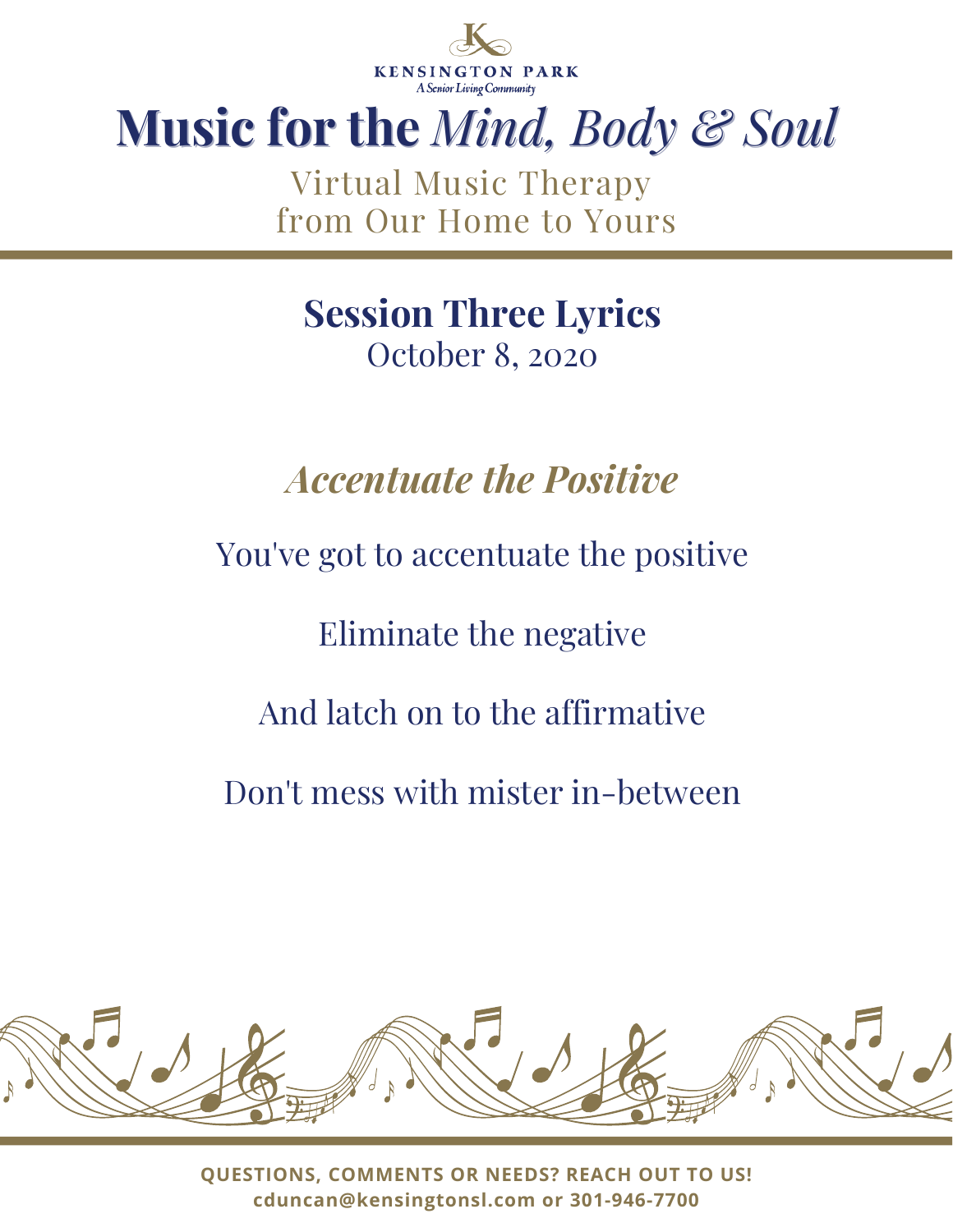KENSINGTON PARK
A Senior Living Community

# Music for the *Mind, Body & Soul*

Virtual Music Therapy
from Our Home to Yours

## Session Three Lyrics

October 8, 2020

### *Accentuate the Positive*

You've got to accentuate the positive

Eliminate the negative

And latch on to the affirmative

Don't mess with mister in-between

**QUESTIONS, COMMENTS OR NEEDS? REACH OUT TO US!**
**cduncan@kensingtonsl.com or 301-946-7700**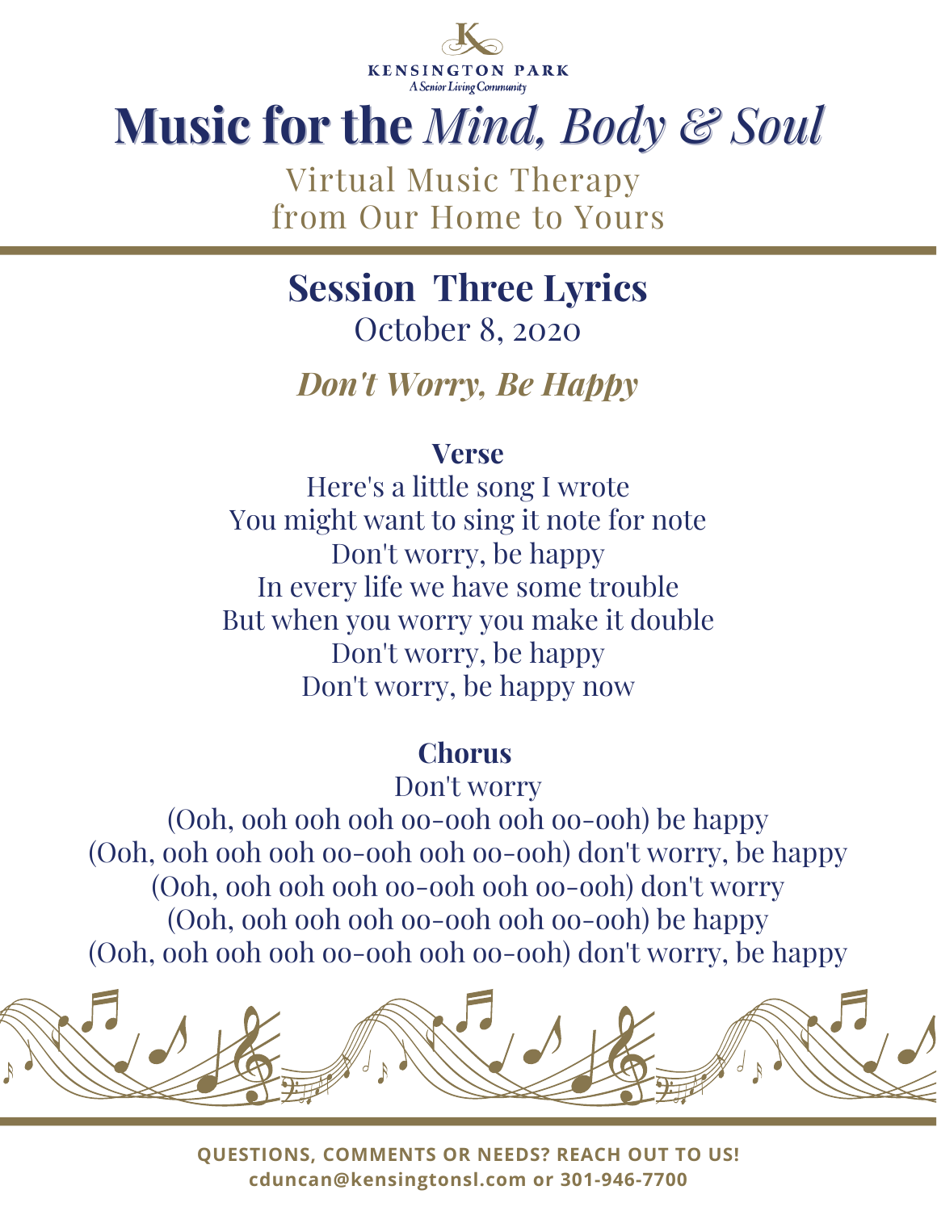KENSINGTON PARK
A Senior Living Community

# Music for the *Mind, Body & Soul*

Virtual Music Therapy
from Our Home to Yours

## Session Three Lyrics

October 8, 2020

### *Don't Worry, Be Happy*

**Verse**

Here's a little song I wrote
You might want to sing it note for note
Don't worry, be happy
In every life we have some trouble
But when you worry you make it double
Don't worry, be happy
Don't worry, be happy now

**Chorus**

Don't worry
(Ooh, ooh ooh ooh oo-ooh ooh oo-ooh) be happy
(Ooh, ooh ooh ooh oo-ooh ooh oo-ooh) don't worry, be happy
(Ooh, ooh ooh ooh oo-ooh ooh oo-ooh) don't worry
(Ooh, ooh ooh ooh oo-ooh ooh oo-ooh) be happy
(Ooh, ooh ooh ooh oo-ooh ooh oo-ooh) don't worry, be happy

**QUESTIONS, COMMENTS OR NEEDS? REACH OUT TO US!**
**cduncan@kensingtonsl.com or 301-946-7700**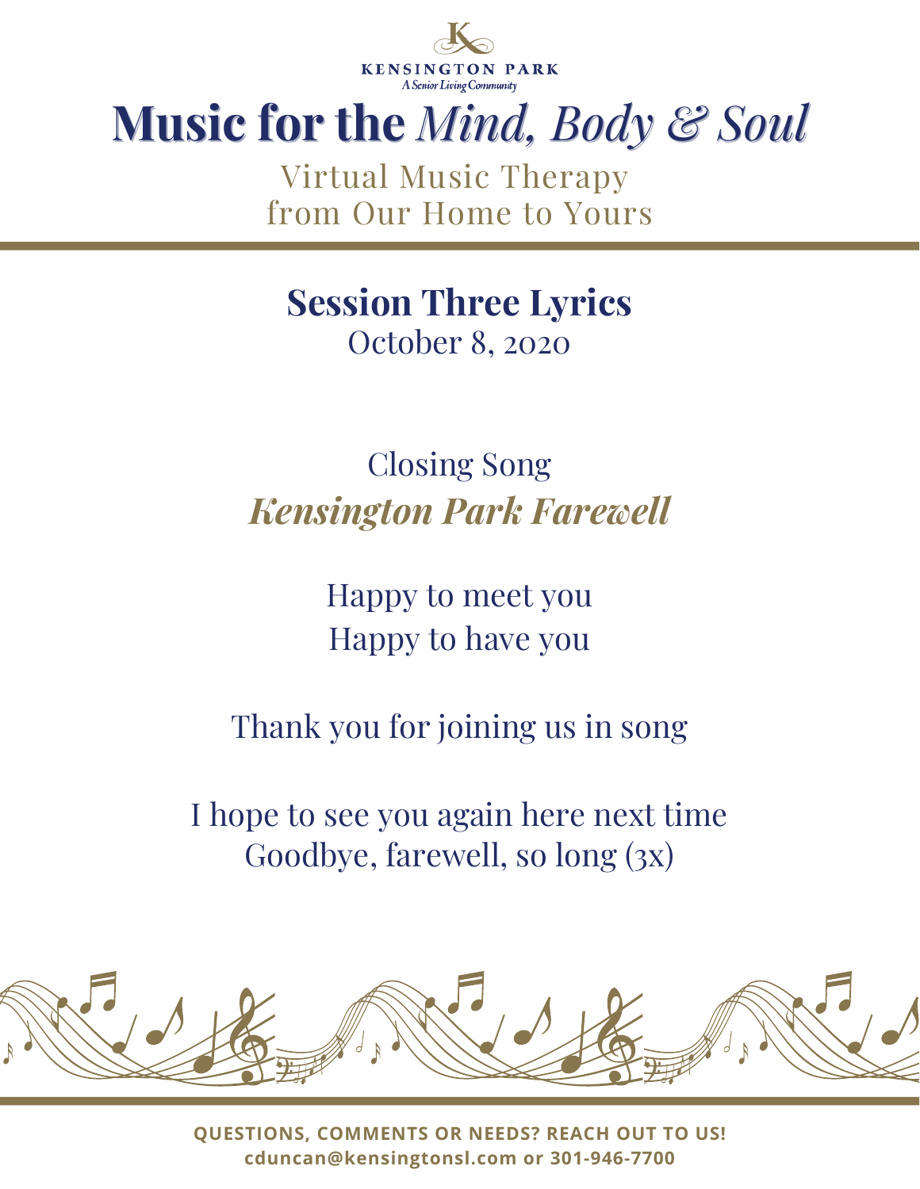KENSINGTON PARK
*A Senior Living Community*

# Music for the *Mind, Body & Soul*

Virtual Music Therapy
from Our Home to Yours

## Session Three Lyrics

October 8, 2020

Closing Song

### *Kensington Park Farewell*

Happy to meet you
Happy to have you

Thank you for joining us in song

I hope to see you again here next time
Goodbye, farewell, so long (3x)

**QUESTIONS, COMMENTS OR NEEDS? REACH OUT TO US!**
**cduncan@kensingtonsl.com or 301-946-7700**